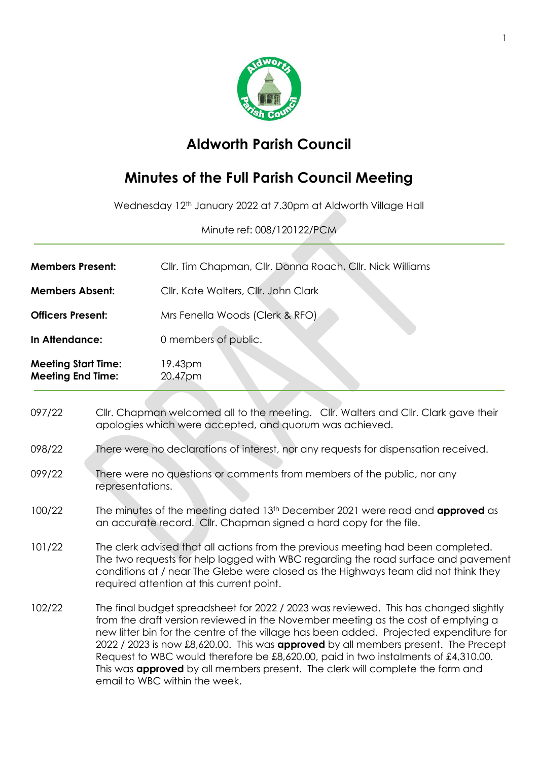# Aldworth Parish Council

## Minutes of the Full Parish Council Meeting

Wednesday 12th January 2022 at 7.30pm at Aldworth Village Hall

Minute ref: 008/120122/PCM

| | |
|---|---|
| **Members Present:** | Cllr. Tim Chapman, Cllr. Donna Roach, Cllr. Nick Williams |
| **Members Absent:** | Cllr. Kate Walters, Cllr. John Clark |
| **Officers Present:** | Mrs Fenella Woods (Clerk & RFO) |
| **In Attendance:** | 0 members of public. |
| **Meeting Start Time:** | 19.43pm |
| **Meeting End Time:** | 20.47pm |

097/22 Cllr. Chapman welcomed all to the meeting. Cllr. Walters and Cllr. Clark gave their apologies which were accepted, and quorum was achieved.

098/22 There were no declarations of interest, nor any requests for dispensation received.

099/22 There were no questions or comments from members of the public, nor any representations.

100/22 The minutes of the meeting dated 13th December 2021 were read and **approved** as an accurate record. Cllr. Chapman signed a hard copy for the file.

101/22 The clerk advised that all actions from the previous meeting had been completed. The two requests for help logged with WBC regarding the road surface and pavement conditions at / near The Glebe were closed as the Highways team did not think they required attention at this current point.

102/22 The final budget spreadsheet for 2022 / 2023 was reviewed. This has changed slightly from the draft version reviewed in the November meeting as the cost of emptying a new litter bin for the centre of the village has been added. Projected expenditure for 2022 / 2023 is now £8,620.00. This was **approved** by all members present. The Precept Request to WBC would therefore be £8,620.00, paid in two instalments of £4,310.00. This was **approved** by all members present. The clerk will complete the form and email to WBC within the week.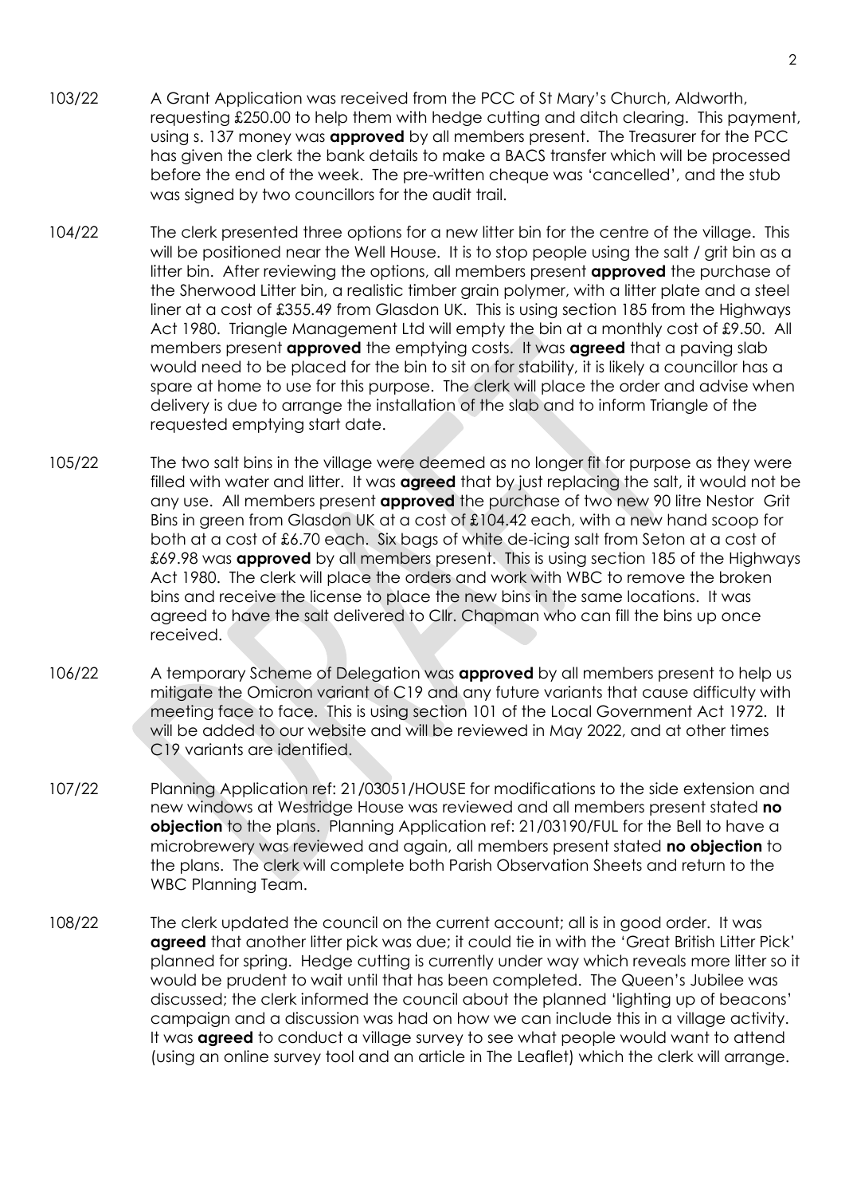103/22 A Grant Application was received from the PCC of St Mary's Church, Aldworth, requesting £250.00 to help them with hedge cutting and ditch clearing. This payment, using s. 137 money was **approved** by all members present. The Treasurer for the PCC has given the clerk the bank details to make a BACS transfer which will be processed before the end of the week. The pre-written cheque was 'cancelled', and the stub was signed by two councillors for the audit trail.

104/22 The clerk presented three options for a new litter bin for the centre of the village. This will be positioned near the Well House. It is to stop people using the salt / grit bin as a litter bin. After reviewing the options, all members present **approved** the purchase of the Sherwood Litter bin, a realistic timber grain polymer, with a litter plate and a steel liner at a cost of £355.49 from Glasdon UK. This is using section 185 from the Highways Act 1980. Triangle Management Ltd will empty the bin at a monthly cost of £9.50. All members present **approved** the emptying costs. It was **agreed** that a paving slab would need to be placed for the bin to sit on for stability, it is likely a councillor has a spare at home to use for this purpose. The clerk will place the order and advise when delivery is due to arrange the installation of the slab and to inform Triangle of the requested emptying start date.

105/22 The two salt bins in the village were deemed as no longer fit for purpose as they were filled with water and litter. It was **agreed** that by just replacing the salt, it would not be any use. All members present **approved** the purchase of two new 90 litre Nestor Grit Bins in green from Glasdon UK at a cost of £104.42 each, with a new hand scoop for both at a cost of £6.70 each. Six bags of white de-icing salt from Seton at a cost of £69.98 was **approved** by all members present. This is using section 185 of the Highways Act 1980. The clerk will place the orders and work with WBC to remove the broken bins and receive the license to place the new bins in the same locations. It was agreed to have the salt delivered to Cllr. Chapman who can fill the bins up once received.

106/22 A temporary Scheme of Delegation was **approved** by all members present to help us mitigate the Omicron variant of C19 and any future variants that cause difficulty with meeting face to face. This is using section 101 of the Local Government Act 1972. It will be added to our website and will be reviewed in May 2022, and at other times C19 variants are identified.

107/22 Planning Application ref: 21/03051/HOUSE for modifications to the side extension and new windows at Westridge House was reviewed and all members present stated **no objection** to the plans. Planning Application ref: 21/03190/FUL for the Bell to have a microbrewery was reviewed and again, all members present stated **no objection** to the plans. The clerk will complete both Parish Observation Sheets and return to the WBC Planning Team.

108/22 The clerk updated the council on the current account; all is in good order. It was **agreed** that another litter pick was due; it could tie in with the 'Great British Litter Pick' planned for spring. Hedge cutting is currently under way which reveals more litter so it would be prudent to wait until that has been completed. The Queen's Jubilee was discussed; the clerk informed the council about the planned 'lighting up of beacons' campaign and a discussion was had on how we can include this in a village activity. It was **agreed** to conduct a village survey to see what people would want to attend (using an online survey tool and an article in The Leaflet) which the clerk will arrange.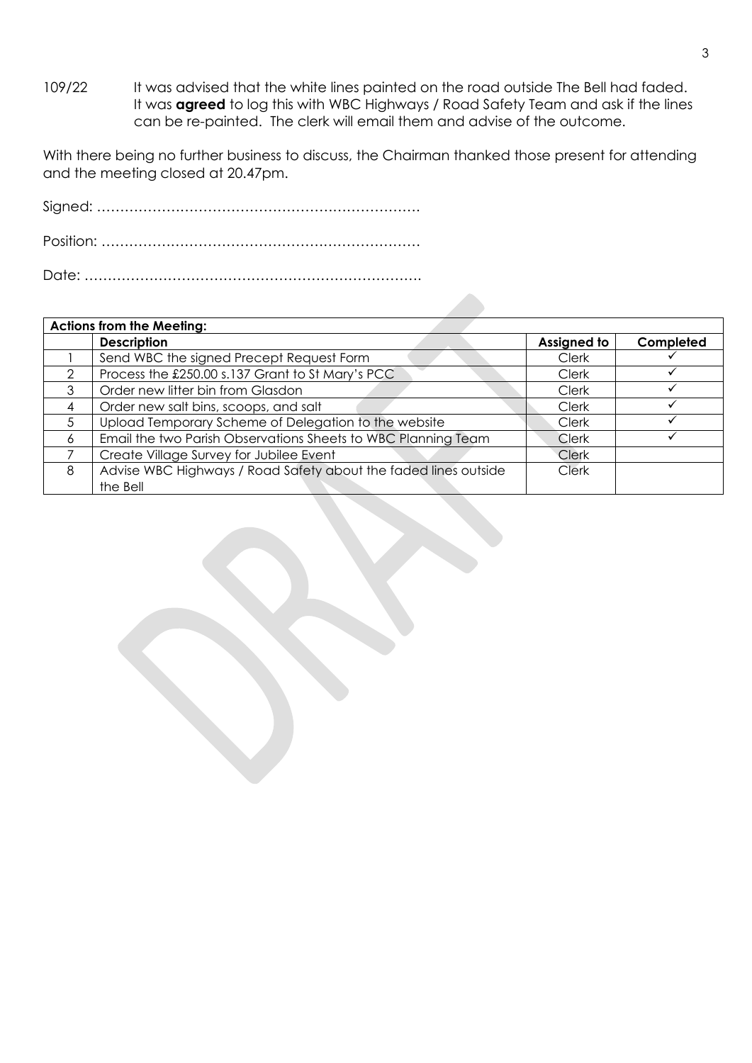109/22 It was advised that the white lines painted on the road outside The Bell had faded. It was **agreed** to log this with WBC Highways / Road Safety Team and ask if the lines can be re-painted. The clerk will email them and advise of the outcome.

With there being no further business to discuss, the Chairman thanked those present for attending and the meeting closed at 20.47pm.

Signed: ……………………………………………………………

Position: ……………………………………………………………

Date: ………………………………………………………………

| **Actions from the Meeting:** | | | |
|---|---|---|---|
| | **Description** | **Assigned to** | **Completed** |
| 1 | Send WBC the signed Precept Request Form | Clerk | ✓ |
| 2 | Process the £250.00 s.137 Grant to St Mary's PCC | Clerk | ✓ |
| 3 | Order new litter bin from Glasdon | Clerk | ✓ |
| 4 | Order new salt bins, scoops, and salt | Clerk | ✓ |
| 5 | Upload Temporary Scheme of Delegation to the website | Clerk | ✓ |
| 6 | Email the two Parish Observations Sheets to WBC Planning Team | Clerk | ✓ |
| 7 | Create Village Survey for Jubilee Event | Clerk | |
| 8 | Advise WBC Highways / Road Safety about the faded lines outside the Bell | Clerk | |